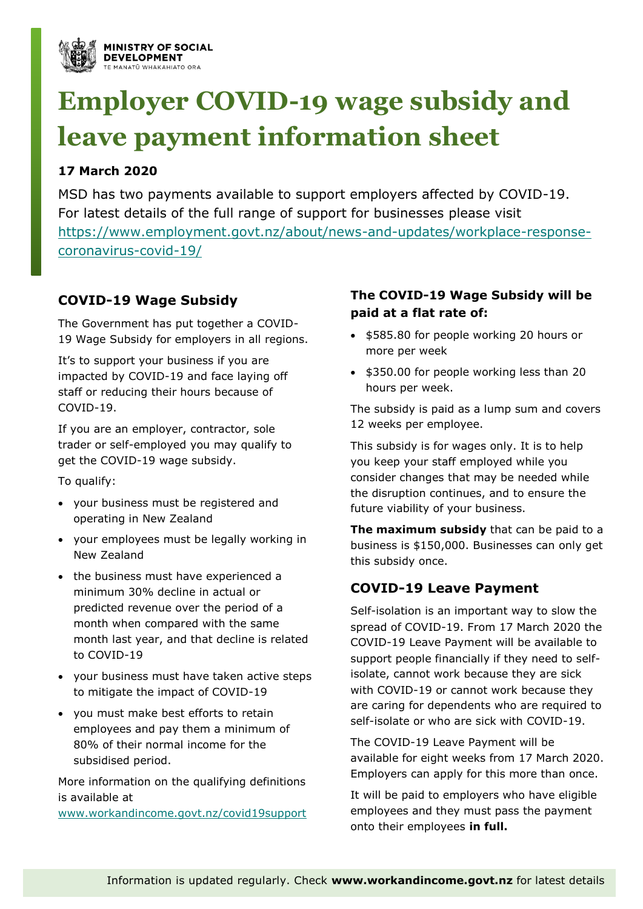MINISTRY OF SOCIAL DEVELOPMENT
TE MANATŪ WHAKAHIATO ORA

# Employer COVID-19 wage subsidy and leave payment information sheet

**17 March 2020**

MSD has two payments available to support employers affected by COVID-19. For latest details of the full range of support for businesses please visit [https://www.employment.govt.nz/about/news-and-updates/workplace-response-coronavirus-covid-19/](https://www.employment.govt.nz/about/news-and-updates/workplace-response-coronavirus-covid-19/)

## COVID-19 Wage Subsidy

The Government has put together a COVID-19 Wage Subsidy for employers in all regions.

It's to support your business if you are impacted by COVID-19 and face laying off staff or reducing their hours because of COVID-19.

If you are an employer, contractor, sole trader or self-employed you may qualify to get the COVID-19 wage subsidy.

To qualify:

- your business must be registered and operating in New Zealand
- your employees must be legally working in New Zealand
- the business must have experienced a minimum 30% decline in actual or predicted revenue over the period of a month when compared with the same month last year, and that decline is related to COVID-19
- your business must have taken active steps to mitigate the impact of COVID-19
- you must make best efforts to retain employees and pay them a minimum of 80% of their normal income for the subsidised period.

More information on the qualifying definitions is available at [www.workandincome.govt.nz/covid19support](www.workandincome.govt.nz/covid19support)

### The COVID-19 Wage Subsidy will be paid at a flat rate of:

- $585.80 for people working 20 hours or more per week
- $350.00 for people working less than 20 hours per week.

The subsidy is paid as a lump sum and covers 12 weeks per employee.

This subsidy is for wages only. It is to help you keep your staff employed while you consider changes that may be needed while the disruption continues, and to ensure the future viability of your business.

**The maximum subsidy** that can be paid to a business is $150,000. Businesses can only get this subsidy once.

## COVID-19 Leave Payment

Self-isolation is an important way to slow the spread of COVID-19. From 17 March 2020 the COVID-19 Leave Payment will be available to support people financially if they need to self-isolate, cannot work because they are sick with COVID-19 or cannot work because they are caring for dependents who are required to self-isolate or who are sick with COVID-19.

The COVID-19 Leave Payment will be available for eight weeks from 17 March 2020. Employers can apply for this more than once.

It will be paid to employers who have eligible employees and they must pass the payment onto their employees **in full.**

Information is updated regularly. Check **www.workandincome.govt.nz** for latest details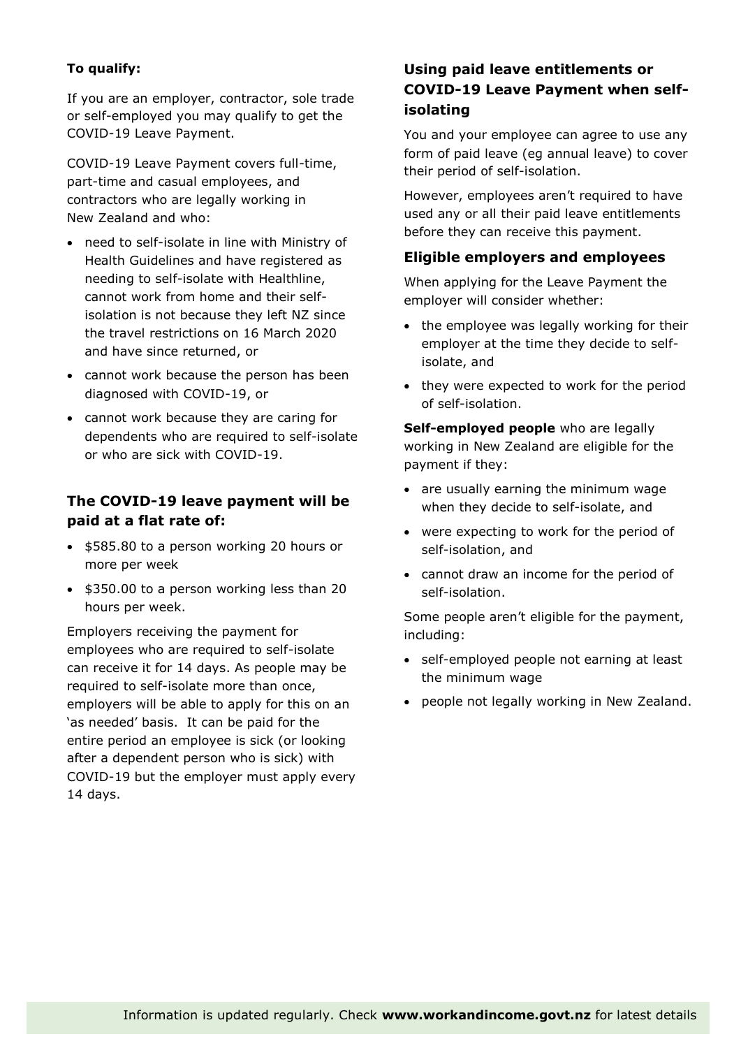**To qualify:**

If you are an employer, contractor, sole trade or self-employed you may qualify to get the COVID-19 Leave Payment.

COVID-19 Leave Payment covers full-time, part-time and casual employees, and contractors who are legally working in New Zealand and who:

- need to self-isolate in line with Ministry of Health Guidelines and have registered as needing to self-isolate with Healthline, cannot work from home and their self-isolation is not because they left NZ since the travel restrictions on 16 March 2020 and have since returned, or
- cannot work because the person has been diagnosed with COVID-19, or
- cannot work because they are caring for dependents who are required to self-isolate or who are sick with COVID-19.

### The COVID-19 leave payment will be paid at a flat rate of:

- $585.80 to a person working 20 hours or more per week
- $350.00 to a person working less than 20 hours per week.

Employers receiving the payment for employees who are required to self-isolate can receive it for 14 days. As people may be required to self-isolate more than once, employers will be able to apply for this on an 'as needed' basis. It can be paid for the entire period an employee is sick (or looking after a dependent person who is sick) with COVID-19 but the employer must apply every 14 days.

### Using paid leave entitlements or COVID-19 Leave Payment when self-isolating

You and your employee can agree to use any form of paid leave (eg annual leave) to cover their period of self-isolation.

However, employees aren't required to have used any or all their paid leave entitlements before they can receive this payment.

### Eligible employers and employees

When applying for the Leave Payment the employer will consider whether:

- the employee was legally working for their employer at the time they decide to self-isolate, and
- they were expected to work for the period of self-isolation.

**Self-employed people** who are legally working in New Zealand are eligible for the payment if they:

- are usually earning the minimum wage when they decide to self-isolate, and
- were expecting to work for the period of self-isolation, and
- cannot draw an income for the period of self-isolation.

Some people aren't eligible for the payment, including:

- self-employed people not earning at least the minimum wage
- people not legally working in New Zealand.

Information is updated regularly. Check **www.workandincome.govt.nz** for latest details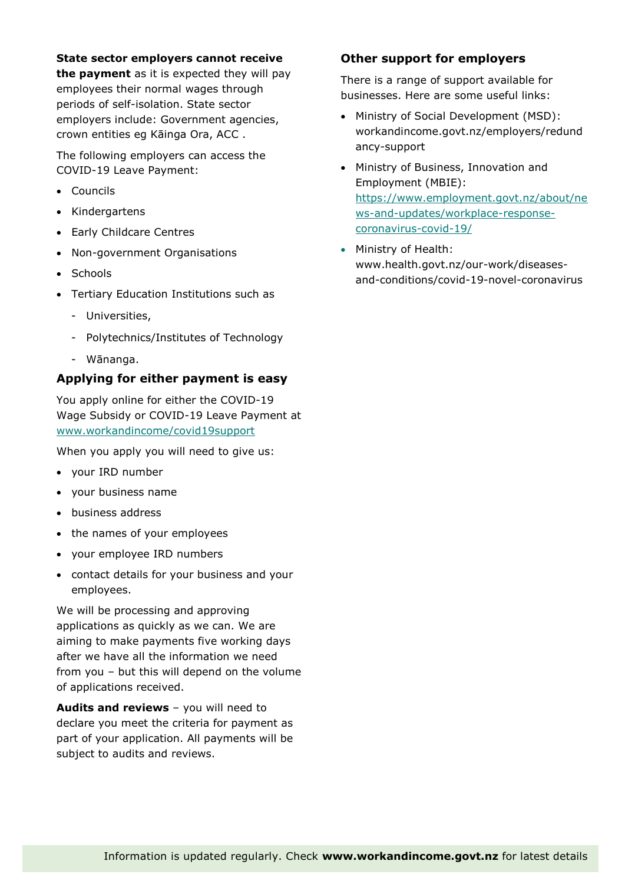**State sector employers cannot receive the payment** as it is expected they will pay employees their normal wages through periods of self-isolation. State sector employers include: Government agencies, crown entities eg Kāinga Ora, ACC .

The following employers can access the COVID-19 Leave Payment:

- Councils
- Kindergartens
- Early Childcare Centres
- Non-government Organisations
- Schools
- Tertiary Education Institutions such as
  - Universities,
  - Polytechnics/Institutes of Technology
  - Wānanga.

### Applying for either payment is easy

You apply online for either the COVID-19 Wage Subsidy or COVID-19 Leave Payment at [www.workandincome/covid19support](www.workandincome/covid19support)

When you apply you will need to give us:

- your IRD number
- your business name
- business address
- the names of your employees
- your employee IRD numbers
- contact details for your business and your employees.

We will be processing and approving applications as quickly as we can. We are aiming to make payments five working days after we have all the information we need from you – but this will depend on the volume of applications received.

**Audits and reviews** – you will need to declare you meet the criteria for payment as part of your application. All payments will be subject to audits and reviews.

### Other support for employers

There is a range of support available for businesses. Here are some useful links:

- Ministry of Social Development (MSD): workandincome.govt.nz/employers/redundancy-support
- Ministry of Business, Innovation and Employment (MBIE): [https://www.employment.govt.nz/about/news-and-updates/workplace-response-coronavirus-covid-19/](https://www.employment.govt.nz/about/news-and-updates/workplace-response-coronavirus-covid-19/)
- Ministry of Health: www.health.govt.nz/our-work/diseases-and-conditions/covid-19-novel-coronavirus

Information is updated regularly. Check **www.workandincome.govt.nz** for latest details